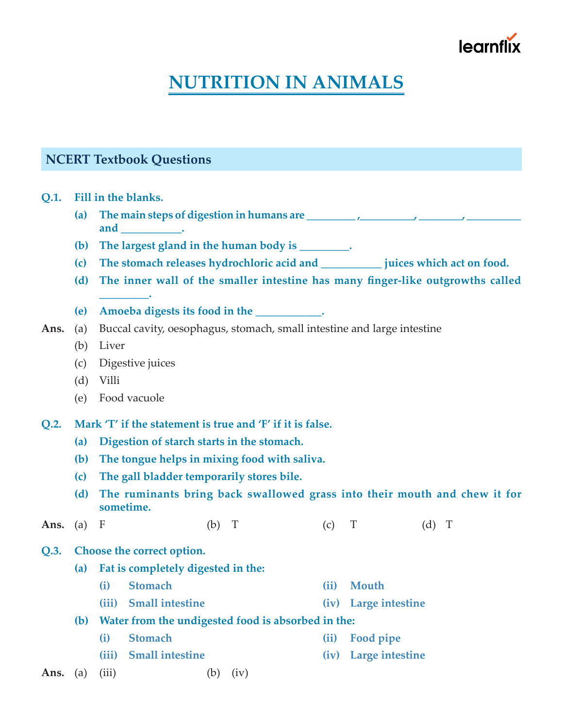# NUTRITION IN ANIMALS

## NCERT Textbook Questions

**Q.1. Fill in the blanks.**

**(a) The main steps of digestion in humans are _________ ,__________, ________, __________ and ___________.**

**(b) The largest gland in the human body is _________.**

**(c) The stomach releases hydrochloric acid and ___________ juices which act on food.**

**(d) The inner wall of the smaller intestine has many finger-like outgrowths called _________.**

**(e) Amoeba digests its food in the ____________.**

**Ans.** (a) Buccal cavity, oesophagus, stomach, small intestine and large intestine

(b) Liver

(c) Digestive juices

(d) Villi

(e) Food vacuole

**Q.2. Mark 'T' if the statement is true and 'F' if it is false.**

**(a) Digestion of starch starts in the stomach.**

**(b) The tongue helps in mixing food with saliva.**

**(c) The gall bladder temporarily stores bile.**

**(d) The ruminants bring back swallowed grass into their mouth and chew it for sometime.**

**Ans.** (a) F (b) T (c) T (d) T

**Q.3. Choose the correct option.**

**(a) Fat is completely digested in the:**

**(i) Stomach** **(ii) Mouth**

**(iii) Small intestine** **(iv) Large intestine**

**(b) Water from the undigested food is absorbed in the:**

**(i) Stomach** **(ii) Food pipe**

**(iii) Small intestine** **(iv) Large intestine**

**Ans.** (a) (iii) (b) (iv)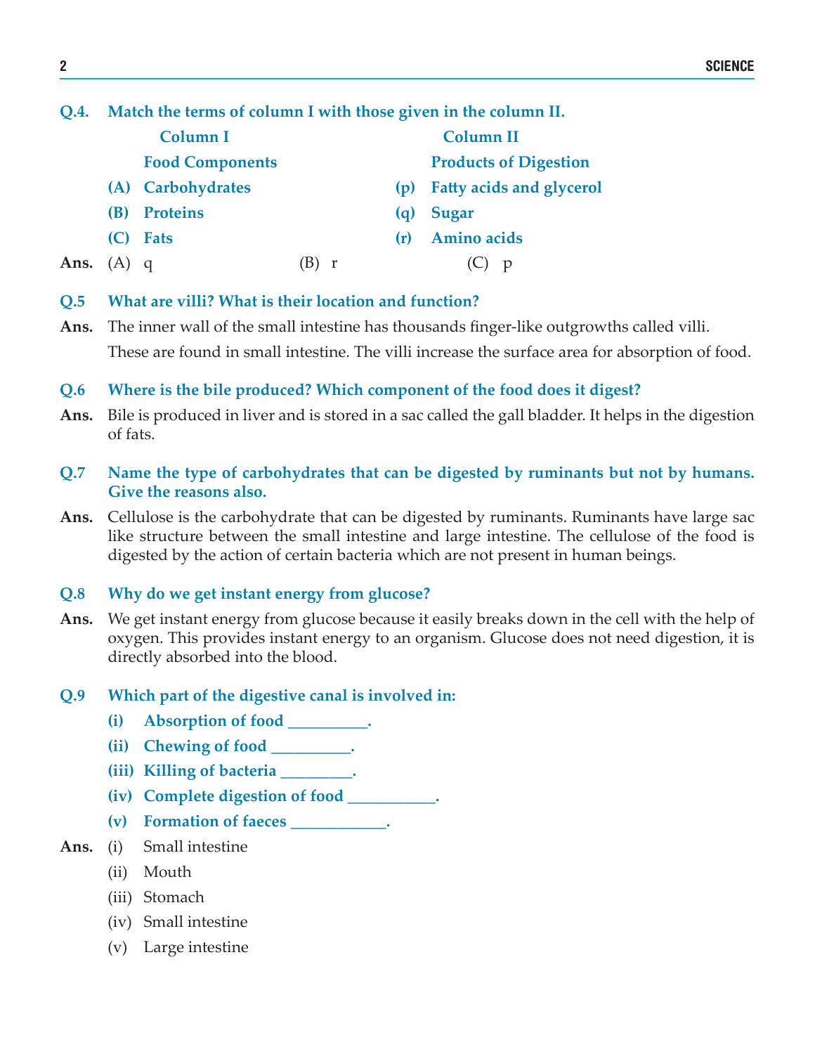**Q.4. Match the terms of column I with those given in the column II.**

| Column I Food Components | Column II Products of Digestion |
|---|---|
| (A) Carbohydrates | (p) Fatty acids and glycerol |
| (B) Proteins | (q) Sugar |
| (C) Fats | (r) Amino acids |

**Ans.** (A) q (B) r (C) p

**Q.5 What are villi? What is their location and function?**

**Ans.** The inner wall of the small intestine has thousands finger-like outgrowths called villi. These are found in small intestine. The villi increase the surface area for absorption of food.

**Q.6 Where is the bile produced? Which component of the food does it digest?**

**Ans.** Bile is produced in liver and is stored in a sac called the gall bladder. It helps in the digestion of fats.

**Q.7 Name the type of carbohydrates that can be digested by ruminants but not by humans. Give the reasons also.**

**Ans.** Cellulose is the carbohydrate that can be digested by ruminants. Ruminants have large sac like structure between the small intestine and large intestine. The cellulose of the food is digested by the action of certain bacteria which are not present in human beings.

**Q.8 Why do we get instant energy from glucose?**

**Ans.** We get instant energy from glucose because it easily breaks down in the cell with the help of oxygen. This provides instant energy to an organism. Glucose does not need digestion, it is directly absorbed into the blood.

**Q.9 Which part of the digestive canal is involved in:**

**(i) Absorption of food __________.**

**(ii) Chewing of food __________.**

**(iii) Killing of bacteria _________.**

**(iv) Complete digestion of food ___________.**

**(v) Formation of faeces ____________.**

**Ans.** (i) Small intestine

(ii) Mouth

(iii) Stomach

(iv) Small intestine

(v) Large intestine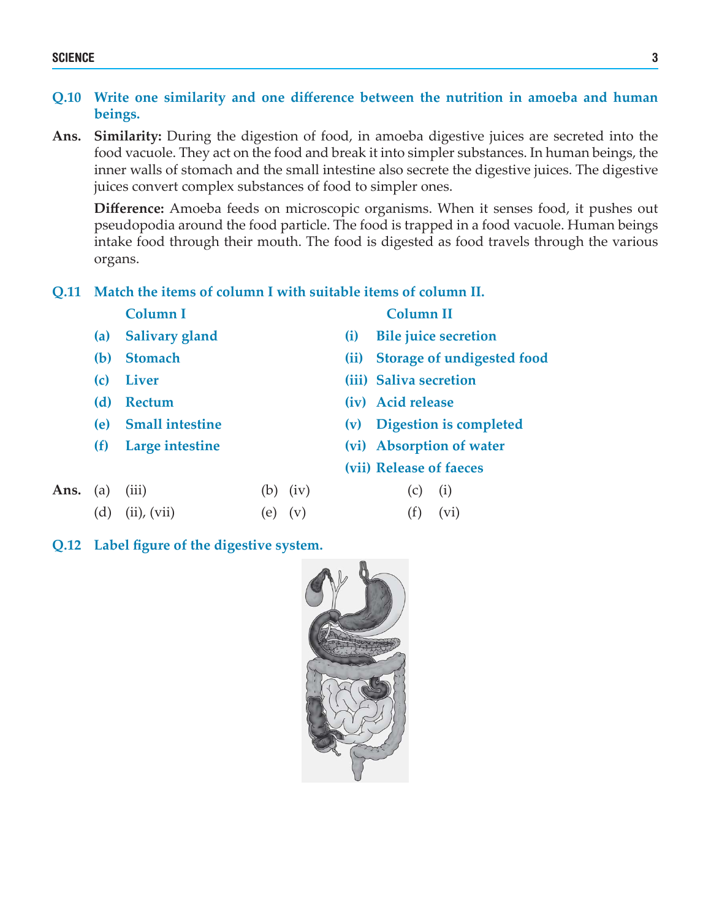**Q.10 Write one similarity and one difference between the nutrition in amoeba and human beings.**

**Ans.** **Similarity:** During the digestion of food, in amoeba digestive juices are secreted into the food vacuole. They act on the food and break it into simpler substances. In human beings, the inner walls of stomach and the small intestine also secrete the digestive juices. The digestive juices convert complex substances of food to simpler ones.

**Difference:** Amoeba feeds on microscopic organisms. When it senses food, it pushes out pseudopodia around the food particle. The food is trapped in a food vacuole. Human beings intake food through their mouth. The food is digested as food travels through the various organs.

**Q.11 Match the items of column I with suitable items of column II.**

| | Column I | | Column II |
|---|---|---|---|
| (a) | Salivary gland | (i) | Bile juice secretion |
| (b) | Stomach | (ii) | Storage of undigested food |
| (c) | Liver | (iii) | Saliva secretion |
| (d) | Rectum | (iv) | Acid release |
| (e) | Small intestine | (v) | Digestion is completed |
| (f) | Large intestine | (vi) | Absorption of water |
| | | (vii) | Release of faeces |

**Ans.** (a) (iii) (b) (iv) (c) (i)
(d) (ii), (vii) (e) (v) (f) (vi)

**Q.12 Label figure of the digestive system.**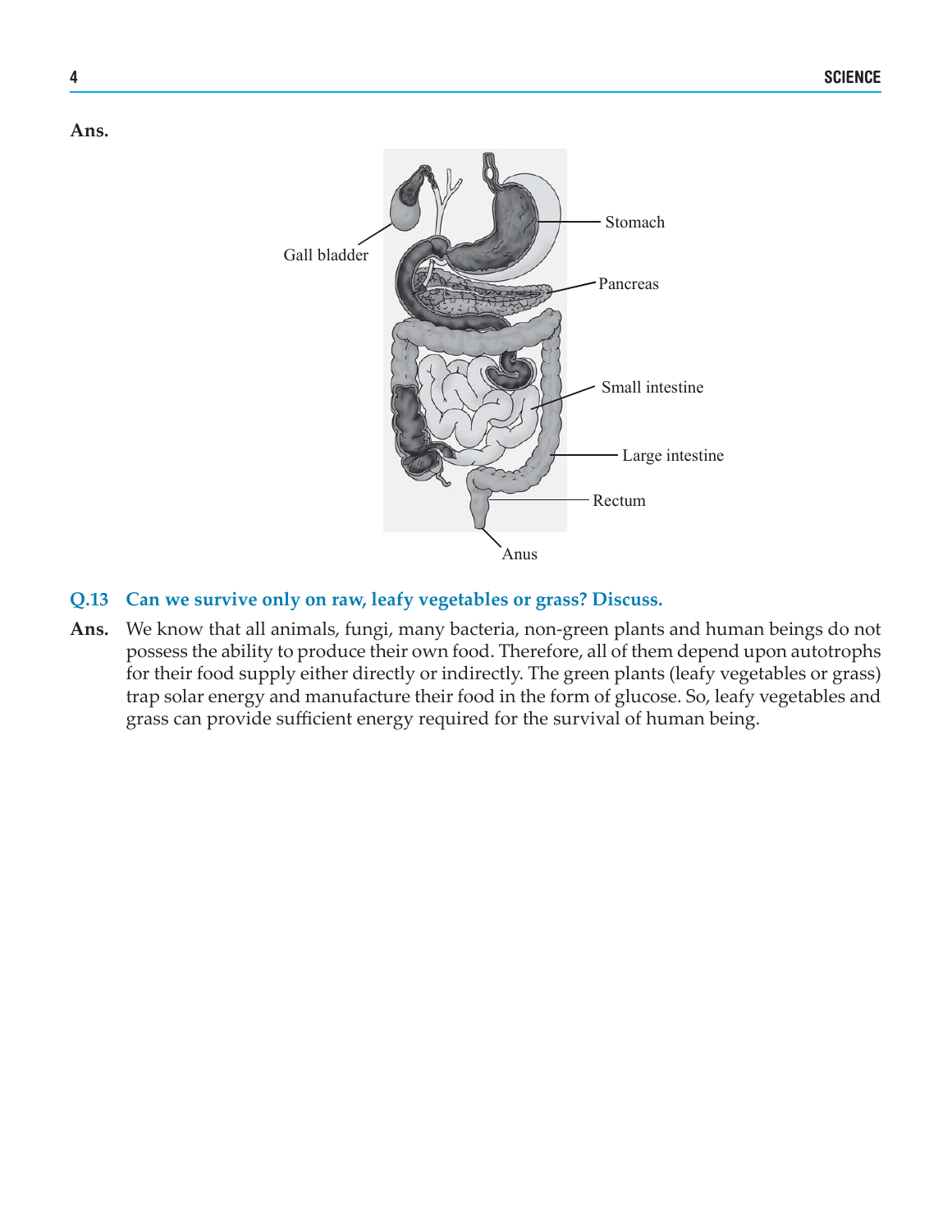**Ans.**

Gall bladder

Stomach

Pancreas

Small intestine

Large intestine

Rectum

Anus

**Q.13 Can we survive only on raw, leafy vegetables or grass? Discuss.**

**Ans.** We know that all animals, fungi, many bacteria, non-green plants and human beings do not possess the ability to produce their own food. Therefore, all of them depend upon autotrophs for their food supply either directly or indirectly. The green plants (leafy vegetables or grass) trap solar energy and manufacture their food in the form of glucose. So, leafy vegetables and grass can provide sufficient energy required for the survival of human being.